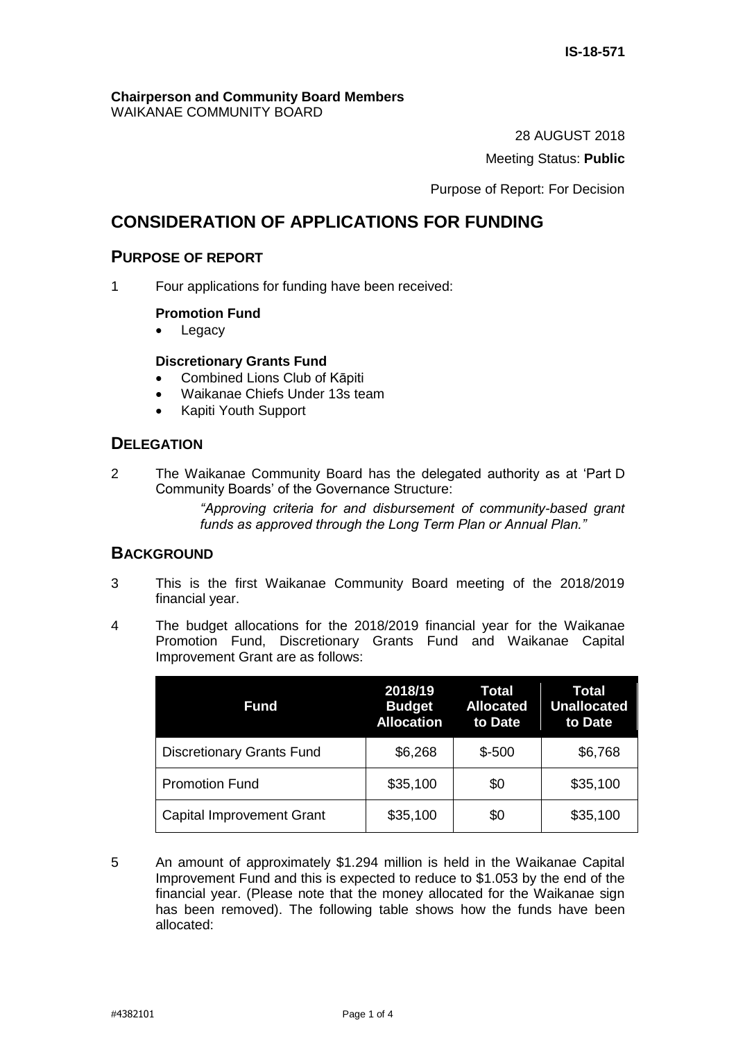IS-18-571

**Chairperson and Community Board Members**
WAIKANAE COMMUNITY BOARD

28 AUGUST 2018

Meeting Status: **Public**

Purpose of Report: For Decision

# CONSIDERATION OF APPLICATIONS FOR FUNDING

## PURPOSE OF REPORT

1 Four applications for funding have been received:

**Promotion Fund**

- Legacy

**Discretionary Grants Fund**

- Combined Lions Club of Kāpiti
- Waikanae Chiefs Under 13s team
- Kapiti Youth Support

## DELEGATION

2 The Waikanae Community Board has the delegated authority as at 'Part D Community Boards' of the Governance Structure:

> *"Approving criteria for and disbursement of community-based grant funds as approved through the Long Term Plan or Annual Plan."*

## BACKGROUND

3 This is the first Waikanae Community Board meeting of the 2018/2019 financial year.

4 The budget allocations for the 2018/2019 financial year for the Waikanae Promotion Fund, Discretionary Grants Fund and Waikanae Capital Improvement Grant are as follows:

| Fund | 2018/19 Budget Allocation | Total Allocated to Date | Total Unallocated to Date |
|---|---|---|---|
| Discretionary Grants Fund | $6,268 | $-500 | $6,768 |
| Promotion Fund | $35,100 | $0 | $35,100 |
| Capital Improvement Grant | $35,100 | $0 | $35,100 |

5 An amount of approximately $1.294 million is held in the Waikanae Capital Improvement Fund and this is expected to reduce to $1.053 by the end of the financial year. (Please note that the money allocated for the Waikanae sign has been removed). The following table shows how the funds have been allocated: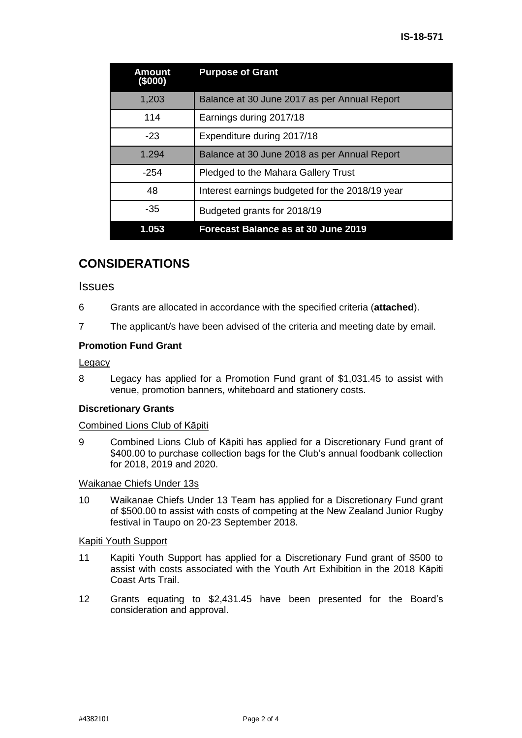| Amount ($000) | Purpose of Grant |
|---|---|
| 1,203 | Balance at 30 June 2017 as per Annual Report |
| 114 | Earnings during 2017/18 |
| -23 | Expenditure during 2017/18 |
| 1.294 | Balance at 30 June 2018 as per Annual Report |
| -254 | Pledged to the Mahara Gallery Trust |
| 48 | Interest earnings budgeted for the 2018/19 year |
| -35 | Budgeted grants for 2018/19 |
| **1.053** | **Forecast Balance as at 30 June 2019** |

# CONSIDERATIONS

## Issues

6 Grants are allocated in accordance with the specified criteria (**attached**).

7 The applicant/s have been advised of the criteria and meeting date by email.

### Promotion Fund Grant

Legacy

8 Legacy has applied for a Promotion Fund grant of $1,031.45 to assist with venue, promotion banners, whiteboard and stationery costs.

### Discretionary Grants

Combined Lions Club of Kāpiti

9 Combined Lions Club of Kāpiti has applied for a Discretionary Fund grant of $400.00 to purchase collection bags for the Club's annual foodbank collection for 2018, 2019 and 2020.

Waikanae Chiefs Under 13s

10 Waikanae Chiefs Under 13 Team has applied for a Discretionary Fund grant of $500.00 to assist with costs of competing at the New Zealand Junior Rugby festival in Taupo on 20-23 September 2018.

Kapiti Youth Support

11 Kapiti Youth Support has applied for a Discretionary Fund grant of $500 to assist with costs associated with the Youth Art Exhibition in the 2018 Kāpiti Coast Arts Trail.

12 Grants equating to $2,431.45 have been presented for the Board's consideration and approval.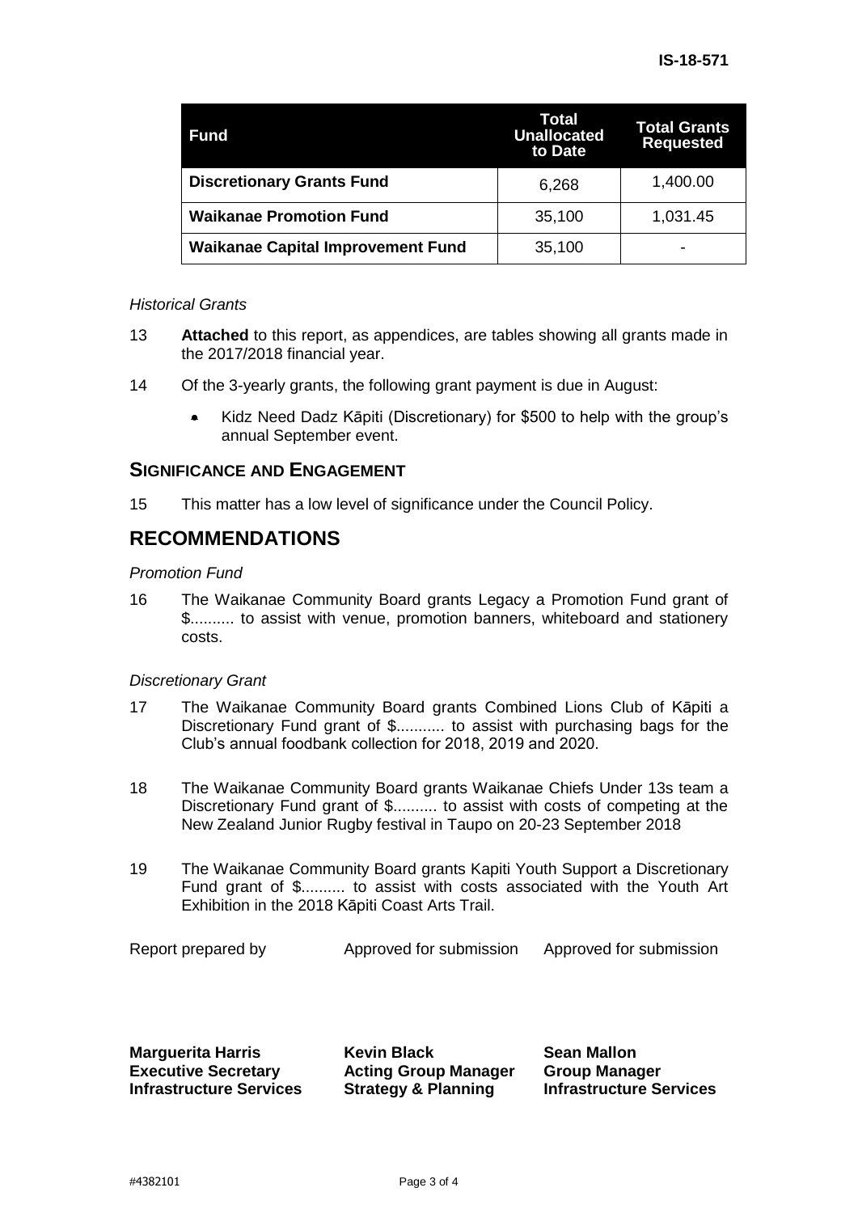| Fund | Total Unallocated to Date | Total Grants Requested |
|---|---|---|
| **Discretionary Grants Fund** | 6,268 | 1,400.00 |
| **Waikanae Promotion Fund** | 35,100 | 1,031.45 |
| **Waikanae Capital Improvement Fund** | 35,100 | - |

*Historical Grants*

13 **Attached** to this report, as appendices, are tables showing all grants made in the 2017/2018 financial year.

14 Of the 3-yearly grants, the following grant payment is due in August:

- Kidz Need Dadz Kāpiti (Discretionary) for $500 to help with the group's annual September event.

## SIGNIFICANCE AND ENGAGEMENT

15 This matter has a low level of significance under the Council Policy.

# RECOMMENDATIONS

*Promotion Fund*

16 The Waikanae Community Board grants Legacy a Promotion Fund grant of $.......... to assist with venue, promotion banners, whiteboard and stationery costs.

*Discretionary Grant*

17 The Waikanae Community Board grants Combined Lions Club of Kāpiti a Discretionary Fund grant of $........... to assist with purchasing bags for the Club's annual foodbank collection for 2018, 2019 and 2020.

18 The Waikanae Community Board grants Waikanae Chiefs Under 13s team a Discretionary Fund grant of $.......... to assist with costs of competing at the New Zealand Junior Rugby festival in Taupo on 20-23 September 2018

19 The Waikanae Community Board grants Kapiti Youth Support a Discretionary Fund grant of $.......... to assist with costs associated with the Youth Art Exhibition in the 2018 Kāpiti Coast Arts Trail.

| Report prepared by | Approved for submission | Approved for submission |
|---|---|---|
| **Marguerita Harris** | **Kevin Black** | **Sean Mallon** |
| **Executive Secretary** | **Acting Group Manager** | **Group Manager** |
| **Infrastructure Services** | **Strategy & Planning** | **Infrastructure Services** |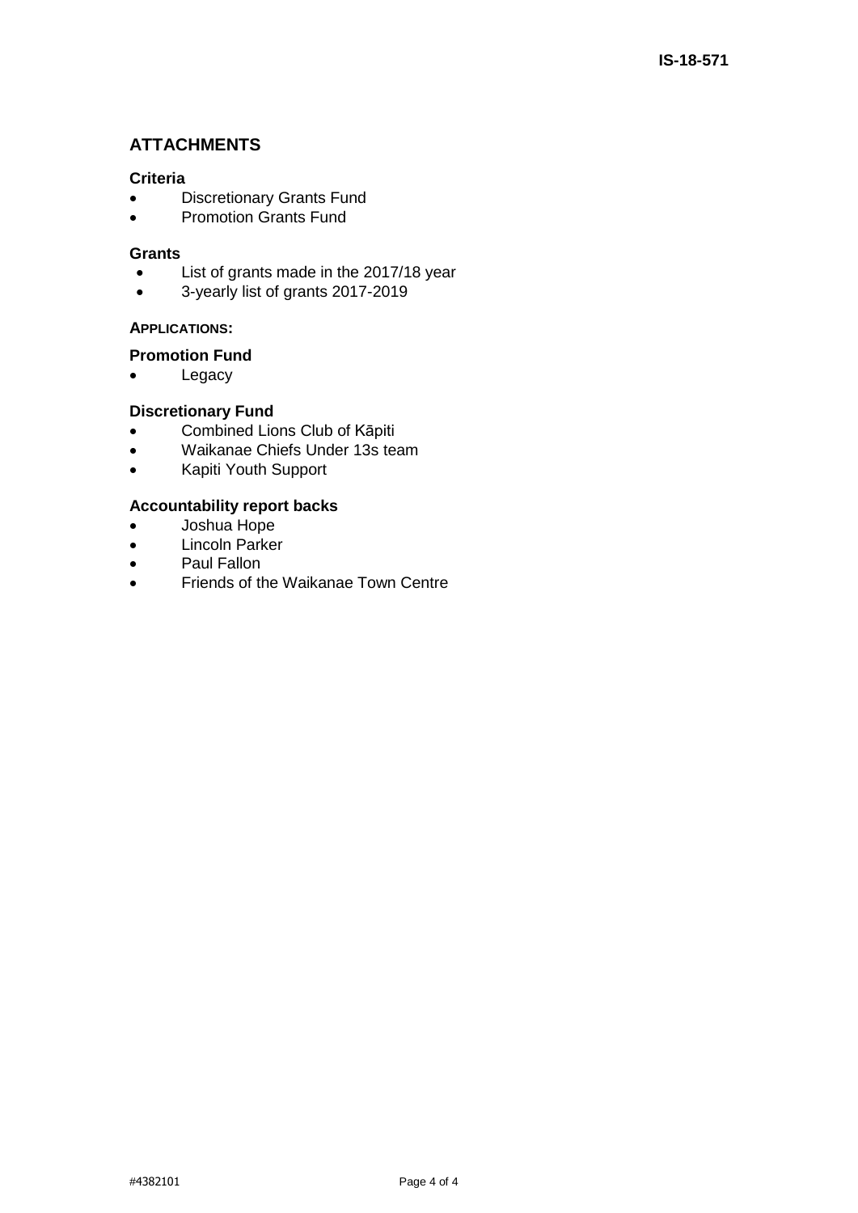## ATTACHMENTS

### Criteria

- Discretionary Grants Fund
- Promotion Grants Fund

### Grants

- List of grants made in the 2017/18 year
- 3-yearly list of grants 2017-2019

### APPLICATIONS:

### Promotion Fund

- Legacy

### Discretionary Fund

- Combined Lions Club of Kāpiti
- Waikanae Chiefs Under 13s team
- Kapiti Youth Support

### Accountability report backs

- Joshua Hope
- Lincoln Parker
- Paul Fallon
- Friends of the Waikanae Town Centre